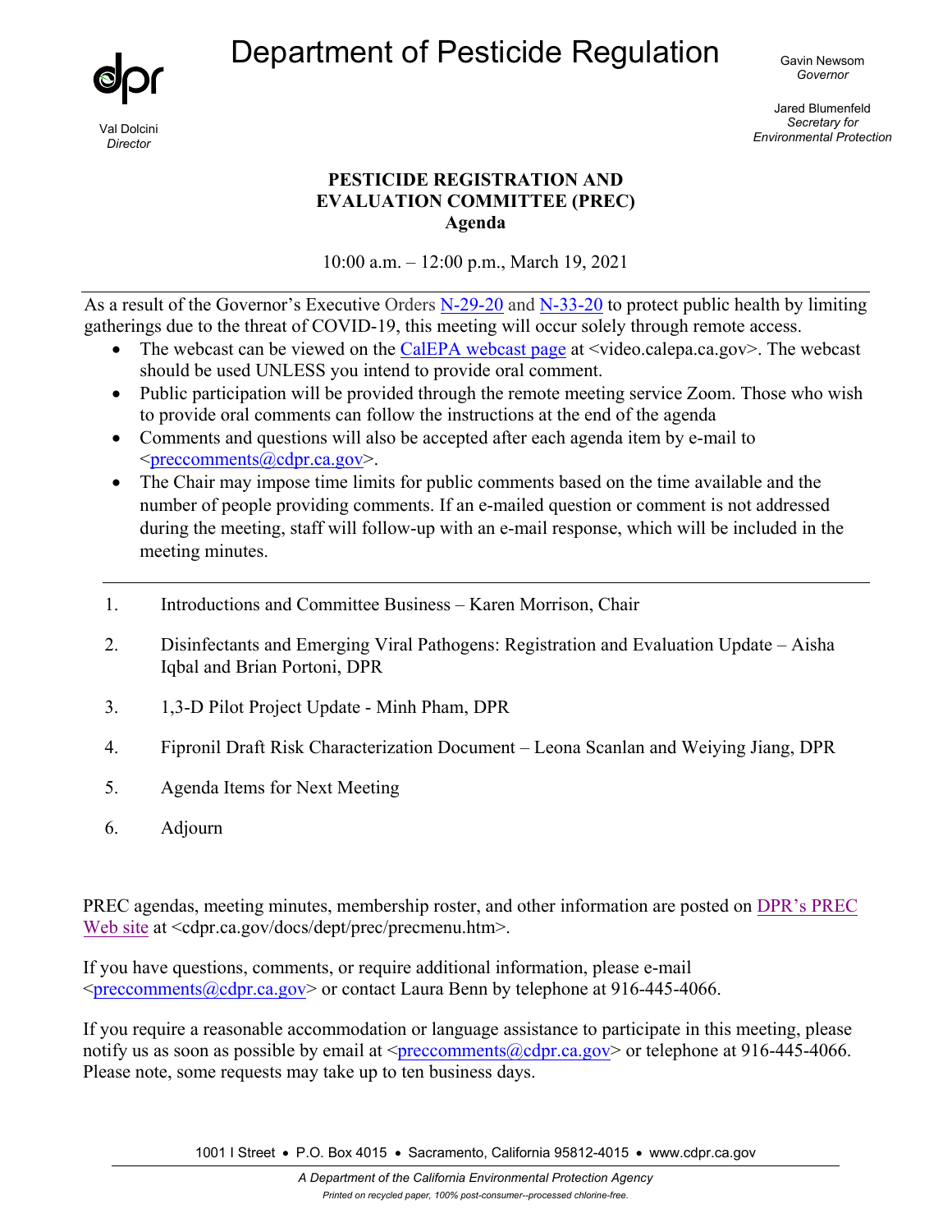# Department of Pesticide Regulation

dpr

Val Dolcini
*Director*

Gavin Newsom
*Governor*

Jared Blumenfeld
*Secretary for Environmental Protection*

**PESTICIDE REGISTRATION AND EVALUATION COMMITTEE (PREC)**
**Agenda**

10:00 a.m. – 12:00 p.m., March 19, 2021

---

As a result of the Governor's Executive Orders N-29-20 and N-33-20 to protect public health by limiting gatherings due to the threat of COVID-19, this meeting will occur solely through remote access.

- The webcast can be viewed on the CalEPA webcast page at <video.calepa.ca.gov>. The webcast should be used UNLESS you intend to provide oral comment.
- Public participation will be provided through the remote meeting service Zoom. Those who wish to provide oral comments can follow the instructions at the end of the agenda
- Comments and questions will also be accepted after each agenda item by e-mail to <preccomments@cdpr.ca.gov>.
- The Chair may impose time limits for public comments based on the time available and the number of people providing comments. If an e-mailed question or comment is not addressed during the meeting, staff will follow-up with an e-mail response, which will be included in the meeting minutes.

---

1. Introductions and Committee Business – Karen Morrison, Chair

2. Disinfectants and Emerging Viral Pathogens: Registration and Evaluation Update – Aisha Iqbal and Brian Portoni, DPR

3. 1,3-D Pilot Project Update - Minh Pham, DPR

4. Fipronil Draft Risk Characterization Document – Leona Scanlan and Weiying Jiang, DPR

5. Agenda Items for Next Meeting

6. Adjourn

PREC agendas, meeting minutes, membership roster, and other information are posted on DPR's PREC Web site at <cdpr.ca.gov/docs/dept/prec/precmenu.htm>.

If you have questions, comments, or require additional information, please e-mail <preccomments@cdpr.ca.gov> or contact Laura Benn by telephone at 916-445-4066.

If you require a reasonable accommodation or language assistance to participate in this meeting, please notify us as soon as possible by email at <preccomments@cdpr.ca.gov> or telephone at 916-445-4066. Please note, some requests may take up to ten business days.

1001 I Street • P.O. Box 4015 • Sacramento, California 95812-4015 • www.cdpr.ca.gov

*A Department of the California Environmental Protection Agency*

*Printed on recycled paper, 100% post-consumer--processed chlorine-free.*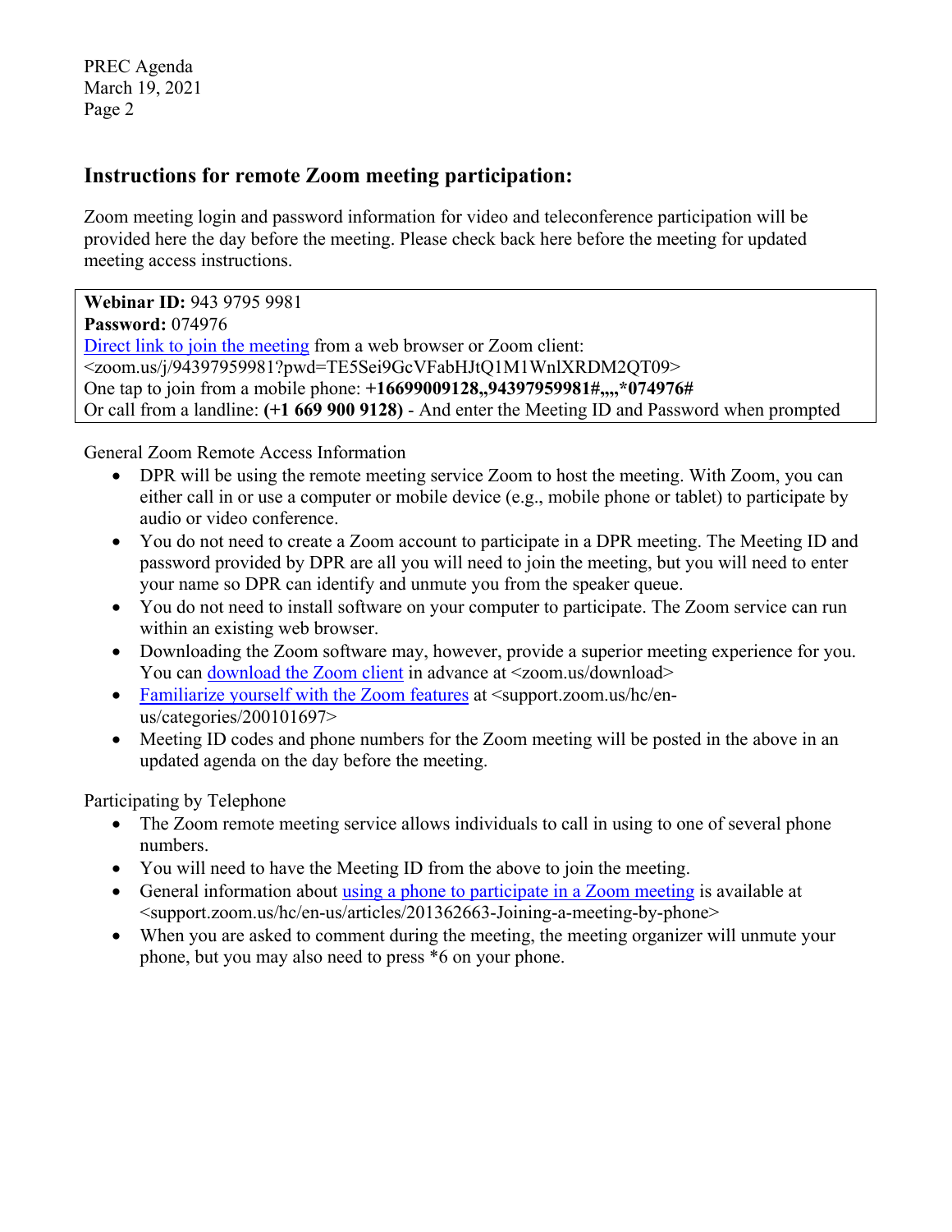## Instructions for remote Zoom meeting participation:

Zoom meeting login and password information for video and teleconference participation will be provided here the day before the meeting. Please check back here before the meeting for updated meeting access instructions.

**Webinar ID:** 943 9795 9981
**Password:** 074976
[Direct link to join the meeting](https://zoom.us/j/94397959981?pwd=TE5Sei9GcVFabHJtQ1M1WnlXRDM2QT09) from a web browser or Zoom client:
<zoom.us/j/94397959981?pwd=TE5Sei9GcVFabHJtQ1M1WnlXRDM2QT09>
One tap to join from a mobile phone: **+16699009128,,94397959981#,,,,*074976#**
Or call from a landline: **(+1 669 900 9128)** - And enter the Meeting ID and Password when prompted

General Zoom Remote Access Information

- DPR will be using the remote meeting service Zoom to host the meeting. With Zoom, you can either call in or use a computer or mobile device (e.g., mobile phone or tablet) to participate by audio or video conference.
- You do not need to create a Zoom account to participate in a DPR meeting. The Meeting ID and password provided by DPR are all you will need to join the meeting, but you will need to enter your name so DPR can identify and unmute you from the speaker queue.
- You do not need to install software on your computer to participate. The Zoom service can run within an existing web browser.
- Downloading the Zoom software may, however, provide a superior meeting experience for you. You can [download the Zoom client](https://zoom.us/download) in advance at <zoom.us/download>
- [Familiarize yourself with the Zoom features](https://support.zoom.us/hc/en-us/categories/200101697) at <support.zoom.us/hc/en-us/categories/200101697>
- Meeting ID codes and phone numbers for the Zoom meeting will be posted in the above in an updated agenda on the day before the meeting.

Participating by Telephone

- The Zoom remote meeting service allows individuals to call in using to one of several phone numbers.
- You will need to have the Meeting ID from the above to join the meeting.
- General information about [using a phone to participate in a Zoom meeting](https://support.zoom.us/hc/en-us/articles/201362663-Joining-a-meeting-by-phone) is available at <support.zoom.us/hc/en-us/articles/201362663-Joining-a-meeting-by-phone>
- When you are asked to comment during the meeting, the meeting organizer will unmute your phone, but you may also need to press *6 on your phone.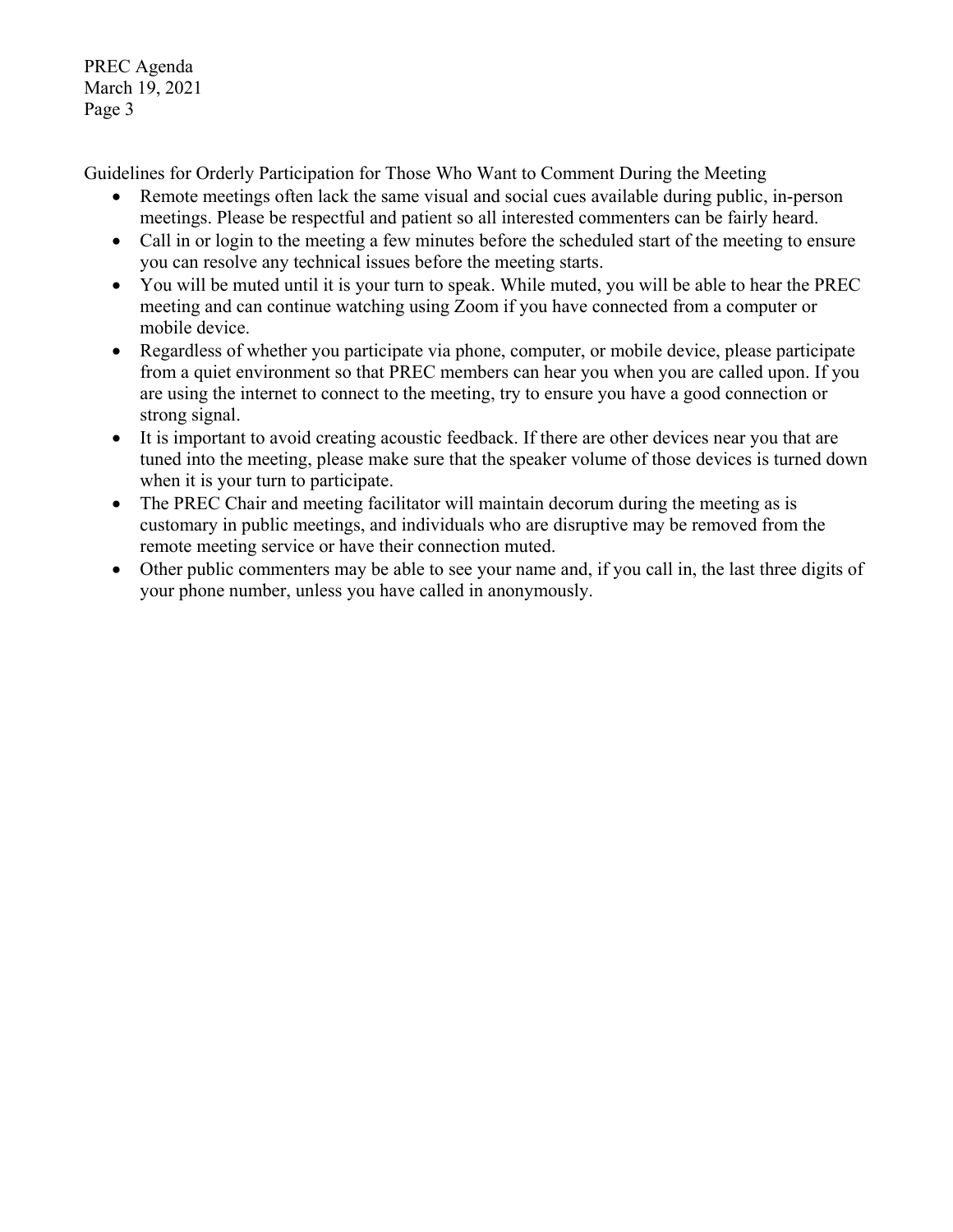Guidelines for Orderly Participation for Those Who Want to Comment During the Meeting

- Remote meetings often lack the same visual and social cues available during public, in-person meetings. Please be respectful and patient so all interested commenters can be fairly heard.
- Call in or login to the meeting a few minutes before the scheduled start of the meeting to ensure you can resolve any technical issues before the meeting starts.
- You will be muted until it is your turn to speak. While muted, you will be able to hear the PREC meeting and can continue watching using Zoom if you have connected from a computer or mobile device.
- Regardless of whether you participate via phone, computer, or mobile device, please participate from a quiet environment so that PREC members can hear you when you are called upon. If you are using the internet to connect to the meeting, try to ensure you have a good connection or strong signal.
- It is important to avoid creating acoustic feedback. If there are other devices near you that are tuned into the meeting, please make sure that the speaker volume of those devices is turned down when it is your turn to participate.
- The PREC Chair and meeting facilitator will maintain decorum during the meeting as is customary in public meetings, and individuals who are disruptive may be removed from the remote meeting service or have their connection muted.
- Other public commenters may be able to see your name and, if you call in, the last three digits of your phone number, unless you have called in anonymously.